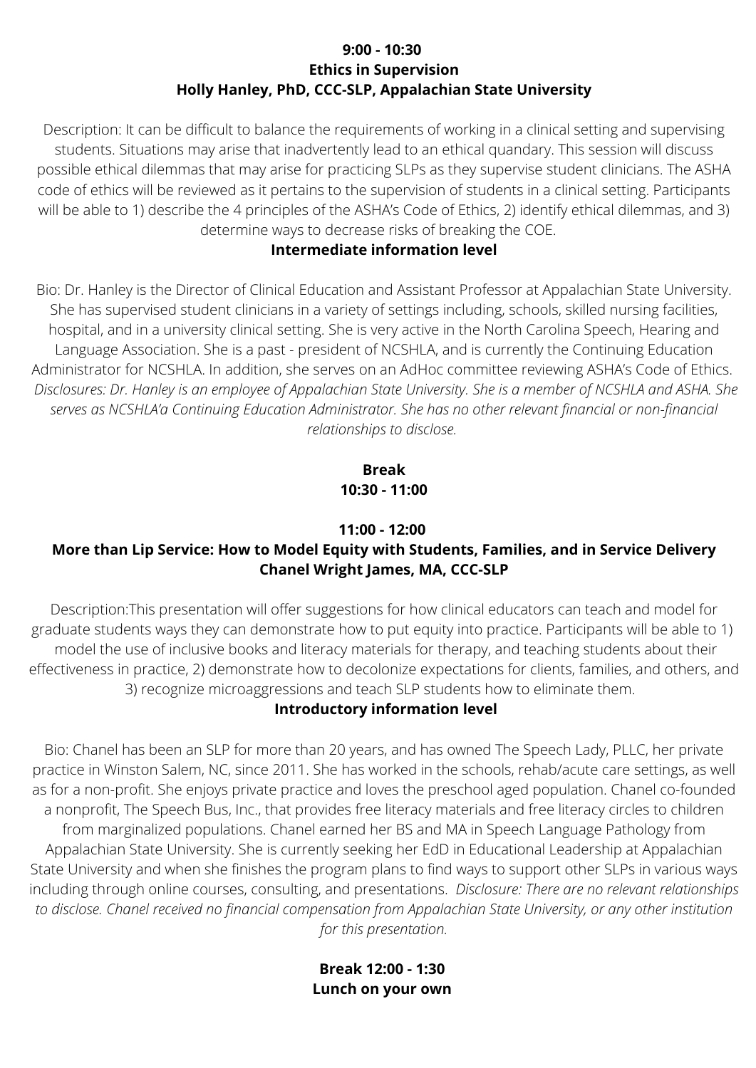**9:00 - 10:30**
**Ethics in Supervision**
**Holly Hanley, PhD, CCC-SLP, Appalachian State University**

Description: It can be difficult to balance the requirements of working in a clinical setting and supervising students. Situations may arise that inadvertently lead to an ethical quandary. This session will discuss possible ethical dilemmas that may arise for practicing SLPs as they supervise student clinicians. The ASHA code of ethics will be reviewed as it pertains to the supervision of students in a clinical setting. Participants will be able to 1) describe the 4 principles of the ASHA's Code of Ethics, 2) identify ethical dilemmas, and 3) determine ways to decrease risks of breaking the COE.

**Intermediate information level**

Bio: Dr. Hanley is the Director of Clinical Education and Assistant Professor at Appalachian State University. She has supervised student clinicians in a variety of settings including, schools, skilled nursing facilities, hospital, and in a university clinical setting. She is very active in the North Carolina Speech, Hearing and Language Association. She is a past - president of NCSHLA, and is currently the Continuing Education Administrator for NCSHLA. In addition, she serves on an AdHoc committee reviewing ASHA's Code of Ethics. *Disclosures: Dr. Hanley is an employee of Appalachian State University. She is a member of NCSHLA and ASHA. She serves as NCSHLA'a Continuing Education Administrator. She has no other relevant financial or non-financial relationships to disclose.*

**Break**
**10:30 - 11:00**

**11:00 - 12:00**
**More than Lip Service: How to Model Equity with Students, Families, and in Service Delivery**
**Chanel Wright James, MA, CCC-SLP**

Description:This presentation will offer suggestions for how clinical educators can teach and model for graduate students ways they can demonstrate how to put equity into practice. Participants will be able to 1) model the use of inclusive books and literacy materials for therapy, and teaching students about their effectiveness in practice, 2) demonstrate how to decolonize expectations for clients, families, and others, and 3) recognize microaggressions and teach SLP students how to eliminate them.

**Introductory information level**

Bio: Chanel has been an SLP for more than 20 years, and has owned The Speech Lady, PLLC, her private practice in Winston Salem, NC, since 2011. She has worked in the schools, rehab/acute care settings, as well as for a non-profit. She enjoys private practice and loves the preschool aged population. Chanel co-founded a nonprofit, The Speech Bus, Inc., that provides free literacy materials and free literacy circles to children from marginalized populations. Chanel earned her BS and MA in Speech Language Pathology from Appalachian State University. She is currently seeking her EdD in Educational Leadership at Appalachian State University and when she finishes the program plans to find ways to support other SLPs in various ways including through online courses, consulting, and presentations. *Disclosure: There are no relevant relationships to disclose. Chanel received no financial compensation from Appalachian State University, or any other institution for this presentation.*

**Break 12:00 - 1:30**
**Lunch on your own**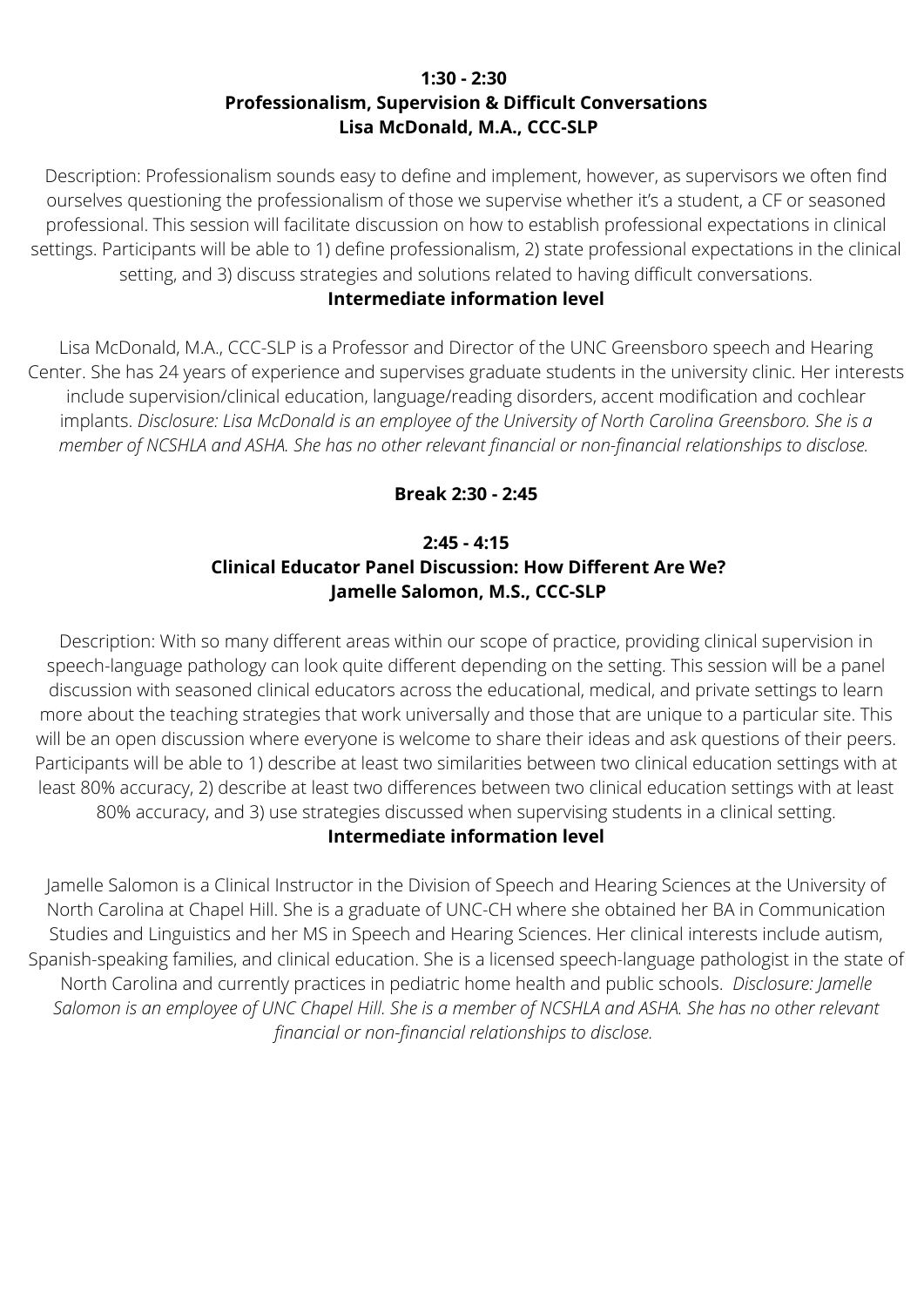**1:30 - 2:30**
**Professionalism, Supervision & Difficult Conversations**
**Lisa McDonald, M.A., CCC-SLP**

Description: Professionalism sounds easy to define and implement, however, as supervisors we often find ourselves questioning the professionalism of those we supervise whether it's a student, a CF or seasoned professional. This session will facilitate discussion on how to establish professional expectations in clinical settings. Participants will be able to 1) define professionalism, 2) state professional expectations in the clinical setting, and 3) discuss strategies and solutions related to having difficult conversations.
**Intermediate information level**

Lisa McDonald, M.A., CCC-SLP is a Professor and Director of the UNC Greensboro speech and Hearing Center. She has 24 years of experience and supervises graduate students in the university clinic. Her interests include supervision/clinical education, language/reading disorders, accent modification and cochlear implants. *Disclosure: Lisa McDonald is an employee of the University of North Carolina Greensboro. She is a member of NCSHLA and ASHA. She has no other relevant financial or non-financial relationships to disclose.*

**Break 2:30 - 2:45**

**2:45 - 4:15**
**Clinical Educator Panel Discussion: How Different Are We?**
**Jamelle Salomon, M.S., CCC-SLP**

Description: With so many different areas within our scope of practice, providing clinical supervision in speech-language pathology can look quite different depending on the setting. This session will be a panel discussion with seasoned clinical educators across the educational, medical, and private settings to learn more about the teaching strategies that work universally and those that are unique to a particular site. This will be an open discussion where everyone is welcome to share their ideas and ask questions of their peers. Participants will be able to 1) describe at least two similarities between two clinical education settings with at least 80% accuracy, 2) describe at least two differences between two clinical education settings with at least 80% accuracy, and 3) use strategies discussed when supervising students in a clinical setting.
**Intermediate information level**

Jamelle Salomon is a Clinical Instructor in the Division of Speech and Hearing Sciences at the University of North Carolina at Chapel Hill. She is a graduate of UNC-CH where she obtained her BA in Communication Studies and Linguistics and her MS in Speech and Hearing Sciences. Her clinical interests include autism, Spanish-speaking families, and clinical education. She is a licensed speech-language pathologist in the state of North Carolina and currently practices in pediatric home health and public schools. *Disclosure: Jamelle Salomon is an employee of UNC Chapel Hill. She is a member of NCSHLA and ASHA. She has no other relevant financial or non-financial relationships to disclose.*